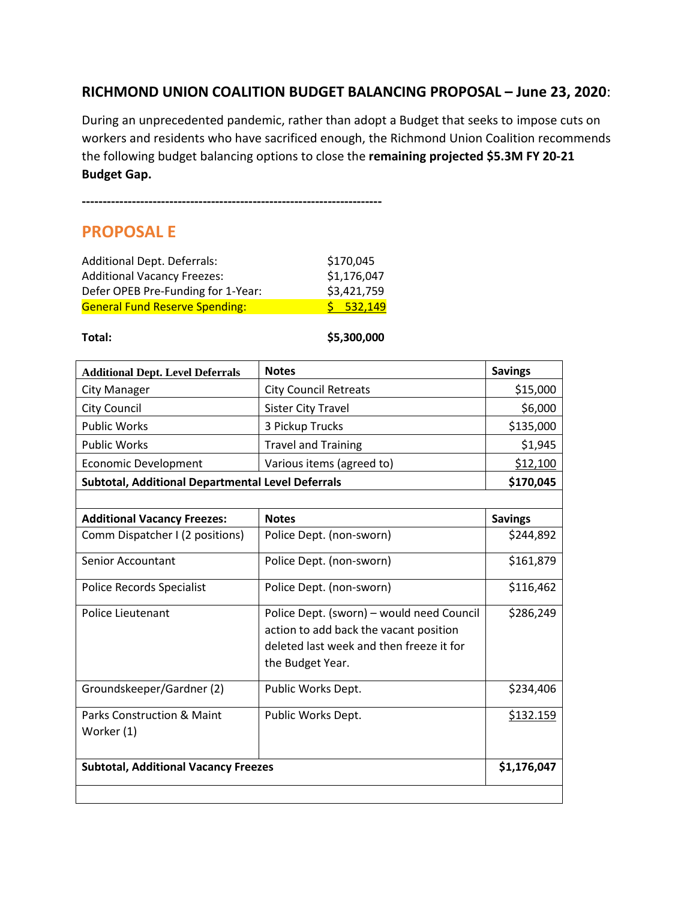## RICHMOND UNION COALITION BUDGET BALANCING PROPOSAL – June 23, 2020:

During an unprecedented pandemic, rather than adopt a Budget that seeks to impose cuts on workers and residents who have sacrificed enough, the Richmond Union Coalition recommends the following budget balancing options to close the **remaining projected $5.3M FY 20-21 Budget Gap.**

----------------------------------------------------------------------

## PROPOSAL E

| | |
|---|---|
| Additional Dept. Deferrals: | $170,045 |
| Additional Vacancy Freezes: | $1,176,047 |
| Defer OPEB Pre-Funding for 1-Year: | $3,421,759 |
| General Fund Reserve Spending: | $ 532,149 |

**Total:** **$5,300,000**

| Additional Dept. Level Deferrals | Notes | Savings |
|---|---|---|
| City Manager | City Council Retreats | $15,000 |
| City Council | Sister City Travel | $6,000 |
| Public Works | 3 Pickup Trucks | $135,000 |
| Public Works | Travel and Training | $1,945 |
| Economic Development | Various items (agreed to) | $12,100 |
| **Subtotal, Additional Departmental Level Deferrals** | | **$170,045** |

| Additional Vacancy Freezes: | Notes | Savings |
|---|---|---|
| Comm Dispatcher I (2 positions) | Police Dept. (non-sworn) | $244,892 |
| Senior Accountant | Police Dept. (non-sworn) | $161,879 |
| Police Records Specialist | Police Dept. (non-sworn) | $116,462 |
| Police Lieutenant | Police Dept. (sworn) – would need Council action to add back the vacant position deleted last week and then freeze it for the Budget Year. | $286,249 |
| Groundskeeper/Gardner (2) | Public Works Dept. | $234,406 |
| Parks Construction & Maint Worker (1) | Public Works Dept. | $132.159 |
| **Subtotal, Additional Vacancy Freezes** | | **$1,176,047** |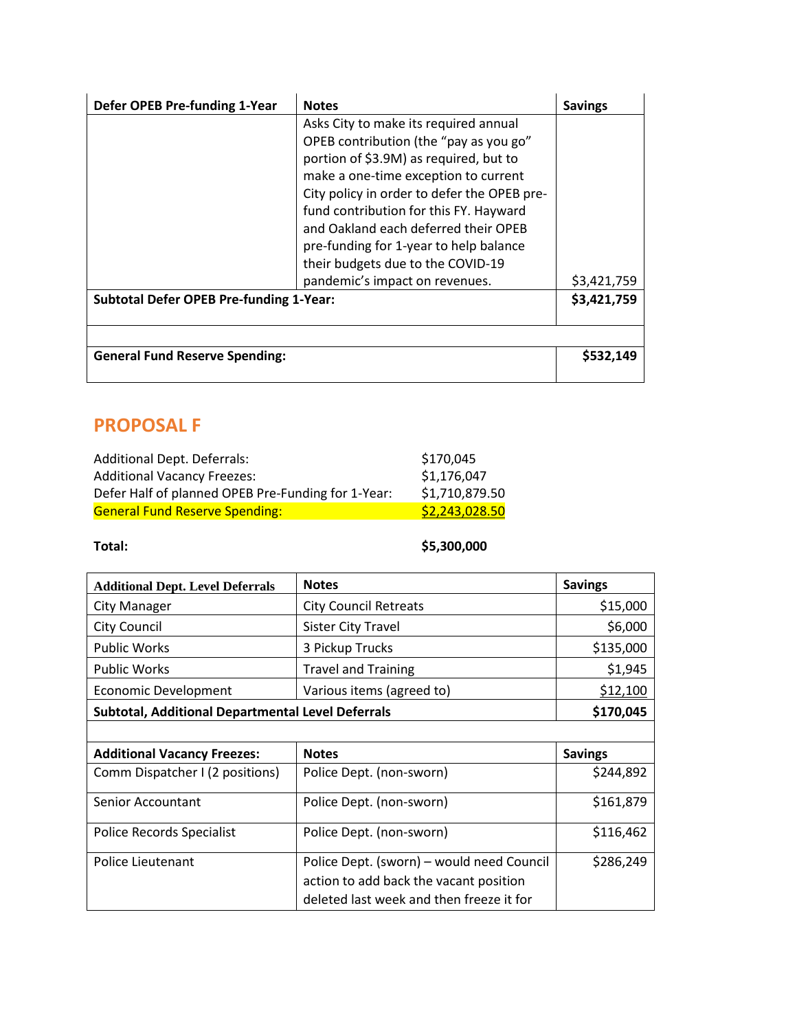| Defer OPEB Pre-funding 1-Year | Notes | Savings |
| --- | --- | --- |
| | Asks City to make its required annual OPEB contribution (the "pay as you go" portion of $3.9M) as required, but to make a one-time exception to current City policy in order to defer the OPEB pre-fund contribution for this FY. Hayward and Oakland each deferred their OPEB pre-funding for 1-year to help balance their budgets due to the COVID-19 pandemic's impact on revenues. | $3,421,759 |
| **Subtotal Defer OPEB Pre-funding 1-Year:** | | **$3,421,759** |
| | | |
| **General Fund Reserve Spending:** | | **$532,149** |

## PROPOSAL F

Additional Dept. Deferrals: $170,045
Additional Vacancy Freezes: $1,176,047
Defer Half of planned OPEB Pre-Funding for 1-Year: $1,710,879.50
General Fund Reserve Spending: $2,243,028.50

**Total:** **$5,300,000**

| Additional Dept. Level Deferrals | Notes | Savings |
| --- | --- | --- |
| City Manager | City Council Retreats | $15,000 |
| City Council | Sister City Travel | $6,000 |
| Public Works | 3 Pickup Trucks | $135,000 |
| Public Works | Travel and Training | $1,945 |
| Economic Development | Various items (agreed to) | $12,100 |
| **Subtotal, Additional Departmental Level Deferrals** | | **$170,045** |
| | | |
| **Additional Vacancy Freezes:** | **Notes** | **Savings** |
| Comm Dispatcher I (2 positions) | Police Dept. (non-sworn) | $244,892 |
| Senior Accountant | Police Dept. (non-sworn) | $161,879 |
| Police Records Specialist | Police Dept. (non-sworn) | $116,462 |
| Police Lieutenant | Police Dept. (sworn) – would need Council action to add back the vacant position deleted last week and then freeze it for | $286,249 |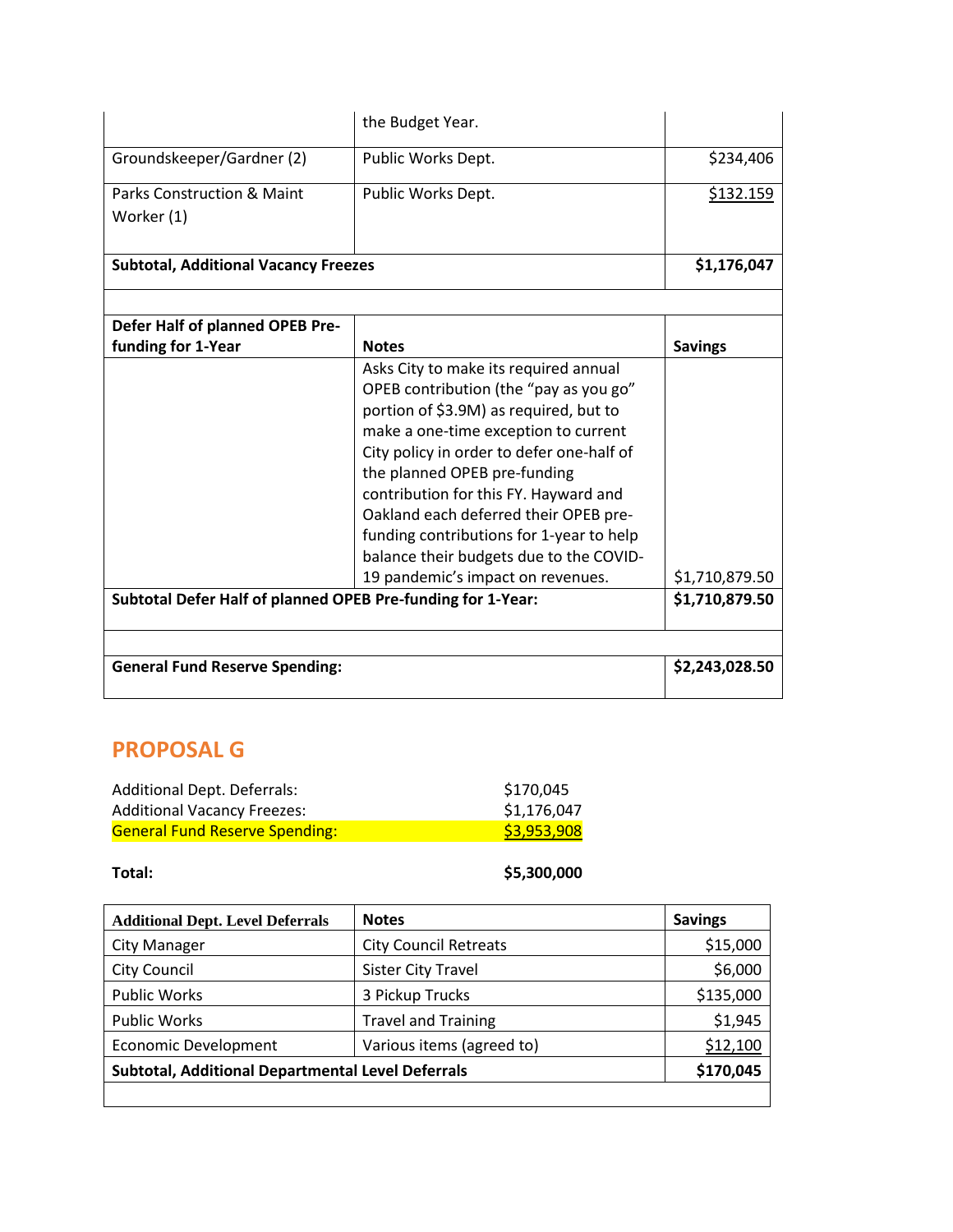| | | |
|---|---|---|
| | the Budget Year. | |
| Groundskeeper/Gardner (2) | Public Works Dept. | $234,406 |
| Parks Construction & Maint Worker (1) | Public Works Dept. | $132.159 |
| **Subtotal, Additional Vacancy Freezes** | | **$1,176,047** |

| **Defer Half of planned OPEB Pre-funding for 1-Year** | **Notes** | **Savings** |
|---|---|---|
| | Asks City to make its required annual OPEB contribution (the "pay as you go" portion of $3.9M) as required, but to make a one-time exception to current City policy in order to defer one-half of the planned OPEB pre-funding contribution for this FY. Hayward and Oakland each deferred their OPEB pre-funding contributions for 1-year to help balance their budgets due to the COVID-19 pandemic's impact on revenues. | $1,710,879.50 |
| **Subtotal Defer Half of planned OPEB Pre-funding for 1-Year:** | | **$1,710,879.50** |
| | | |
| **General Fund Reserve Spending:** | | **$2,243,028.50** |

## PROPOSAL G

| | |
|---|---|
| Additional Dept. Deferrals: | $170,045 |
| Additional Vacancy Freezes: | $1,176,047 |
| General Fund Reserve Spending: | $3,953,908 |
| | |
| **Total:** | **$5,300,000** |

| **Additional Dept. Level Deferrals** | **Notes** | **Savings** |
|---|---|---|
| City Manager | City Council Retreats | $15,000 |
| City Council | Sister City Travel | $6,000 |
| Public Works | 3 Pickup Trucks | $135,000 |
| Public Works | Travel and Training | $1,945 |
| Economic Development | Various items (agreed to) | $12,100 |
| **Subtotal, Additional Departmental Level Deferrals** | | **$170,045** |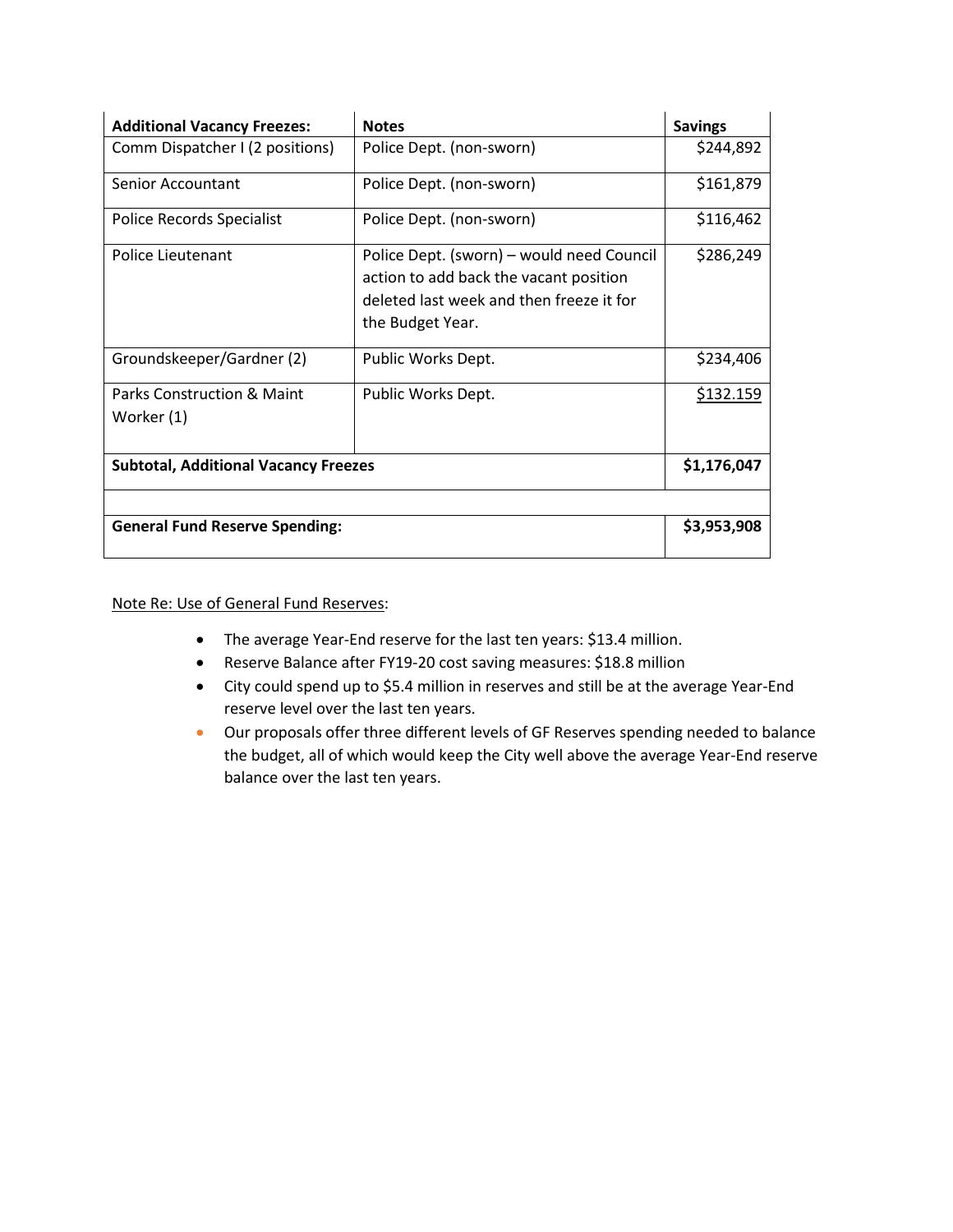| **Additional Vacancy Freezes:** | **Notes** | **Savings** |
|---|---|---|
| Comm Dispatcher I (2 positions) | Police Dept. (non-sworn) | $244,892 |
| Senior Accountant | Police Dept. (non-sworn) | $161,879 |
| Police Records Specialist | Police Dept. (non-sworn) | $116,462 |
| Police Lieutenant | Police Dept. (sworn) – would need Council action to add back the vacant position deleted last week and then freeze it for the Budget Year. | $286,249 |
| Groundskeeper/Gardner (2) | Public Works Dept. | $234,406 |
| Parks Construction & Maint Worker (1) | Public Works Dept. | $132.159 |
| **Subtotal, Additional Vacancy Freezes** | | **$1,176,047** |
| | | |
| **General Fund Reserve Spending:** | | **$3,953,908** |

Note Re: Use of General Fund Reserves:

- The average Year-End reserve for the last ten years: $13.4 million.
- Reserve Balance after FY19-20 cost saving measures: $18.8 million
- City could spend up to $5.4 million in reserves and still be at the average Year-End reserve level over the last ten years.
- Our proposals offer three different levels of GF Reserves spending needed to balance the budget, all of which would keep the City well above the average Year-End reserve balance over the last ten years.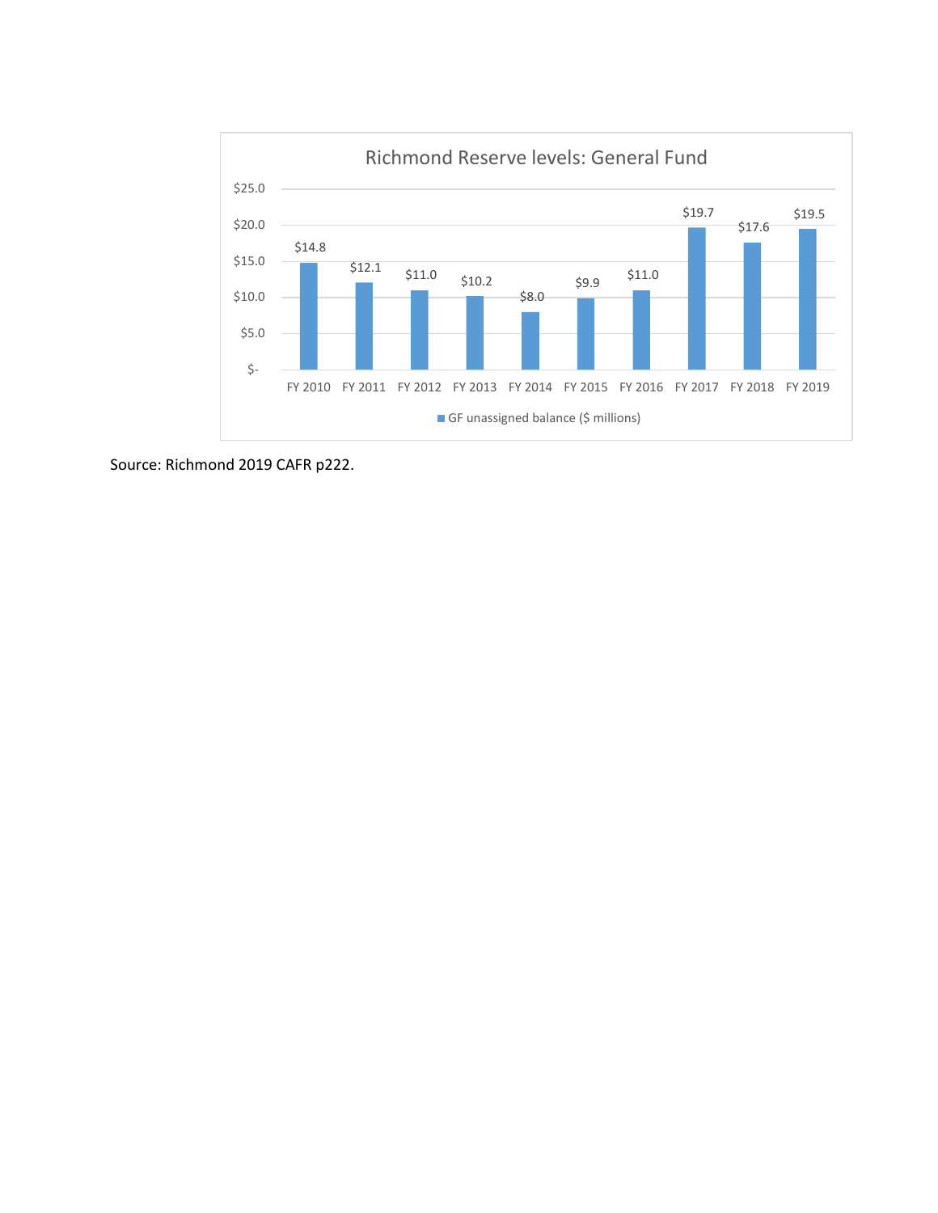Richmond Reserve levels: General Fund

$25.0
$20.0
$15.0
$10.0
$5.0
$-

$14.8
$12.1
$11.0
$10.2
$8.0
$9.9
$11.0
$19.7
$17.6
$19.5

FY 2010 FY 2011 FY 2012 FY 2013 FY 2014 FY 2015 FY 2016 FY 2017 FY 2018 FY 2019

GF unassigned balance ($ millions)

Source: Richmond 2019 CAFR p222.